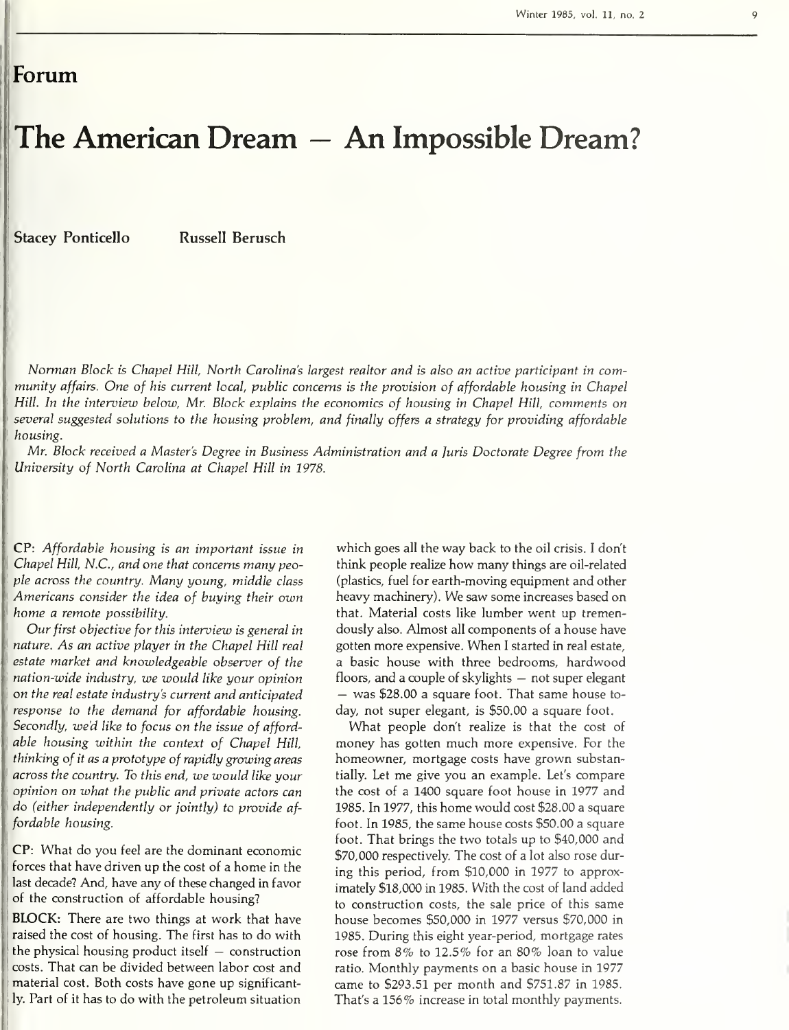## Forum

# The American Dream — An Impossible Dream?

**Stacey Ponticello** **Russell Berusch**

*Norman Block is Chapel Hill, North Carolina's largest realtor and is also an active participant in community affairs. One of his current local, public concerns is the provision of affordable housing in Chapel Hill. In the interview below, Mr. Block explains the economics of housing in Chapel Hill, comments on several suggested solutions to the housing problem, and finally offers a strategy for providing affordable housing.*

*Mr. Block received a Master's Degree in Business Administration and a Juris Doctorate Degree from the University of North Carolina at Chapel Hill in 1978.*

**CP:** *Affordable housing is an important issue in Chapel Hill, N.C., and one that concerns many people across the country. Many young, middle class Americans consider the idea of buying their own home a remote possibility.*

*Our first objective for this interview is general in nature. As an active player in the Chapel Hill real estate market and knowledgeable observer of the nation-wide industry, we would like your opinion on the real estate industry's current and anticipated response to the demand for affordable housing. Secondly, we'd like to focus on the issue of affordable housing within the context of Chapel Hill, thinking of it as a prototype of rapidly growing areas across the country. To this end, we would like your opinion on what the public and private actors can do (either independently or jointly) to provide affordable housing.*

**CP:** What do you feel are the dominant economic forces that have driven up the cost of a home in the last decade? And, have any of these changed in favor of the construction of affordable housing?

**BLOCK:** There are two things at work that have raised the cost of housing. The first has to do with the physical housing product itself — construction costs. That can be divided between labor cost and material cost. Both costs have gone up significantly. Part of it has to do with the petroleum situation which goes all the way back to the oil crisis. I don't think people realize how many things are oil-related (plastics, fuel for earth-moving equipment and other heavy machinery). We saw some increases based on that. Material costs like lumber went up tremendously also. Almost all components of a house have gotten more expensive. When I started in real estate, a basic house with three bedrooms, hardwood floors, and a couple of skylights — not super elegant — was $28.00 a square foot. That same house today, not super elegant, is $50.00 a square foot.

What people don't realize is that the cost of money has gotten much more expensive. For the homeowner, mortgage costs have grown substantially. Let me give you an example. Let's compare the cost of a 1400 square foot house in 1977 and 1985. In 1977, this home would cost $28.00 a square foot. In 1985, the same house costs $50.00 a square foot. That brings the two totals up to $40,000 and $70,000 respectively. The cost of a lot also rose during this period, from $10,000 in 1977 to approximately $18,000 in 1985. With the cost of land added to construction costs, the sale price of this same house becomes $50,000 in 1977 versus $70,000 in 1985. During this eight year-period, mortgage rates rose from 8% to 12.5% for an 80% loan to value ratio. Monthly payments on a basic house in 1977 came to $293.51 per month and $751.87 in 1985. That's a 156% increase in total monthly payments.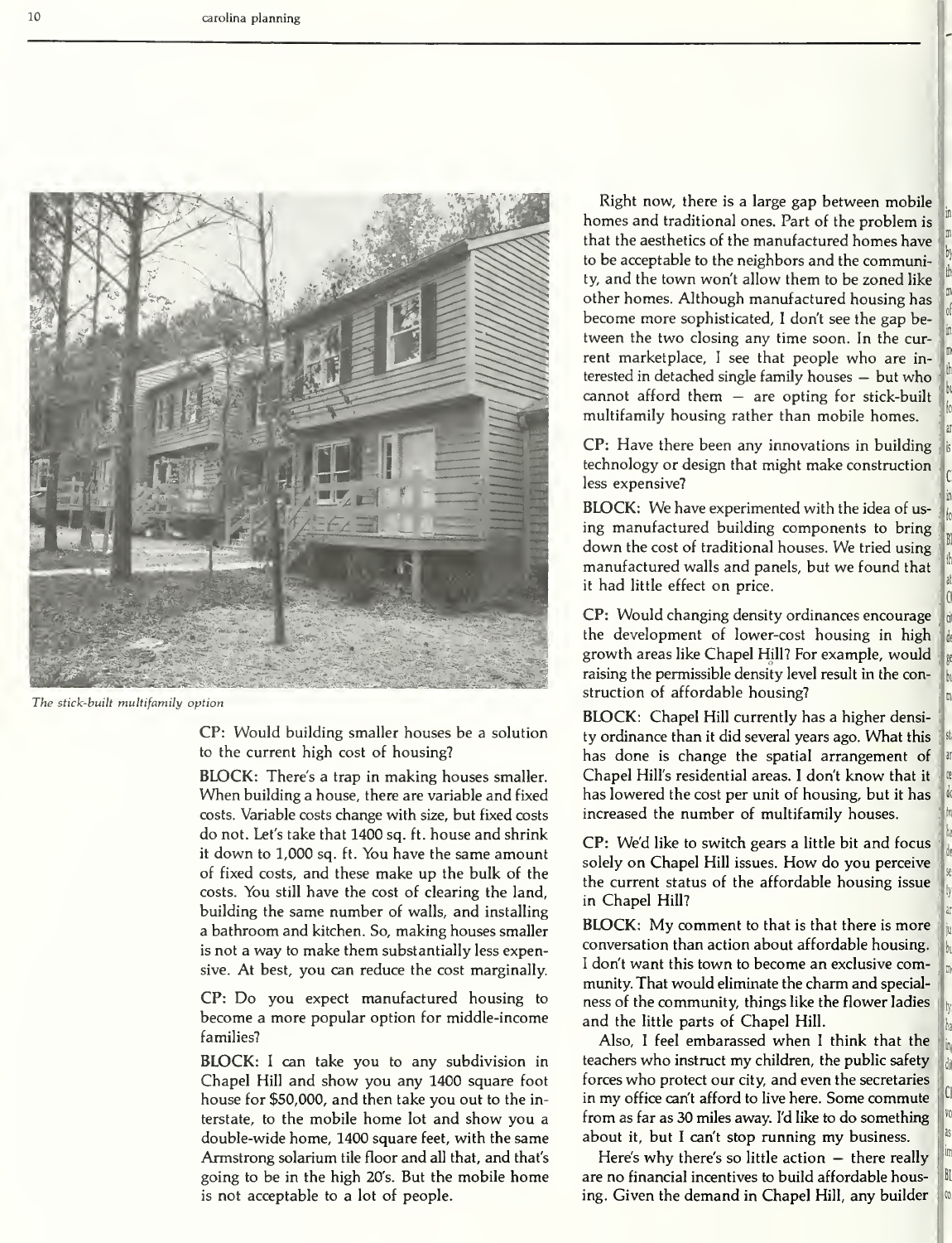*The stick-built multifamily option*

CP: Would building smaller houses be a solution to the current high cost of housing?

BLOCK: There's a trap in making houses smaller. When building a house, there are variable and fixed costs. Variable costs change with size, but fixed costs do not. Let's take that 1400 sq. ft. house and shrink it down to 1,000 sq. ft. You have the same amount of fixed costs, and these make up the bulk of the costs. You still have the cost of clearing the land, building the same number of walls, and installing a bathroom and kitchen. So, making houses smaller is not a way to make them substantially less expensive. At best, you can reduce the cost marginally.

CP: Do you expect manufactured housing to become a more popular option for middle-income families?

BLOCK: I can take you to any subdivision in Chapel Hill and show you any 1400 square foot house for $50,000, and then take you out to the interstate, to the mobile home lot and show you a double-wide home, 1400 square feet, with the same Armstrong solarium tile floor and all that, and that's going to be in the high 20's. But the mobile home is not acceptable to a lot of people.

Right now, there is a large gap between mobile homes and traditional ones. Part of the problem is that the aesthetics of the manufactured homes have to be acceptable to the neighbors and the community, and the town won't allow them to be zoned like other homes. Although manufactured housing has become more sophisticated, I don't see the gap between the two closing any time soon. In the current marketplace, I see that people who are interested in detached single family houses — but who cannot afford them — are opting for stick-built multifamily housing rather than mobile homes.

CP: Have there been any innovations in building technology or design that might make construction less expensive?

BLOCK: We have experimented with the idea of using manufactured building components to bring down the cost of traditional houses. We tried using manufactured walls and panels, but we found that it had little effect on price.

CP: Would changing density ordinances encourage the development of lower-cost housing in high growth areas like Chapel Hill? For example, would raising the permissible density level result in the construction of affordable housing?

BLOCK: Chapel Hill currently has a higher density ordinance than it did several years ago. What this has done is change the spatial arrangement of Chapel Hill's residential areas. I don't know that it has lowered the cost per unit of housing, but it has increased the number of multifamily houses.

CP: We'd like to switch gears a little bit and focus solely on Chapel Hill issues. How do you perceive the current status of the affordable housing issue in Chapel Hill?

BLOCK: My comment to that is that there is more conversation than action about affordable housing. I don't want this town to become an exclusive community. That would eliminate the charm and specialness of the community, things like the flower ladies and the little parts of Chapel Hill.

Also, I feel embarassed when I think that the teachers who instruct my children, the public safety forces who protect our city, and even the secretaries in my office can't afford to live here. Some commute from as far as 30 miles away. I'd like to do something about it, but I can't stop running my business.

Here's why there's so little action — there really are no financial incentives to build affordable housing. Given the demand in Chapel Hill, any builder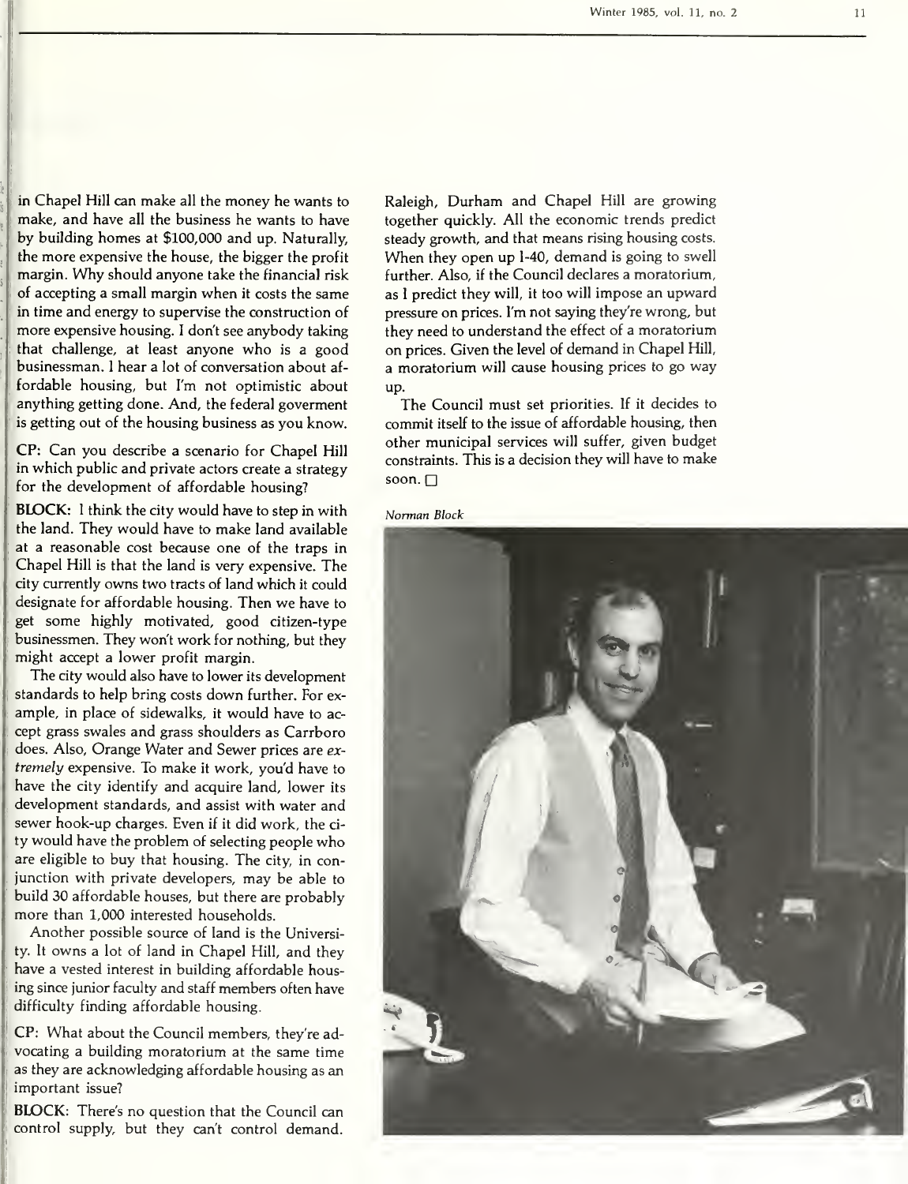in Chapel Hill can make all the money he wants to make, and have all the business he wants to have by building homes at $100,000 and up. Naturally, the more expensive the house, the bigger the profit margin. Why should anyone take the financial risk of accepting a small margin when it costs the same in time and energy to supervise the construction of more expensive housing. I don't see anybody taking that challenge, at least anyone who is a good businessman. I hear a lot of conversation about affordable housing, but I'm not optimistic about anything getting done. And, the federal goverment is getting out of the housing business as you know.

**CP:** Can you describe a scenario for Chapel Hill in which public and private actors create a strategy for the development of affordable housing?

**BLOCK:** I think the city would have to step in with the land. They would have to make land available at a reasonable cost because one of the traps in Chapel Hill is that the land is very expensive. The city currently owns two tracts of land which it could designate for affordable housing. Then we have to get some highly motivated, good citizen-type businessmen. They won't work for nothing, but they might accept a lower profit margin.

The city would also have to lower its development standards to help bring costs down further. For example, in place of sidewalks, it would have to accept grass swales and grass shoulders as Carrboro does. Also, Orange Water and Sewer prices are *extremely* expensive. To make it work, you'd have to have the city identify and acquire land, lower its development standards, and assist with water and sewer hook-up charges. Even if it did work, the city would have the problem of selecting people who are eligible to buy that housing. The city, in conjunction with private developers, may be able to build 30 affordable houses, but there are probably more than 1,000 interested households.

Another possible source of land is the University. It owns a lot of land in Chapel Hill, and they have a vested interest in building affordable housing since junior faculty and staff members often have difficulty finding affordable housing.

**CP:** What about the Council members, they're advocating a building moratorium at the same time as they are acknowledging affordable housing as an important issue?

**BLOCK:** There's no question that the Council can control supply, but they can't control demand. Raleigh, Durham and Chapel Hill are growing together quickly. All the economic trends predict steady growth, and that means rising housing costs. When they open up I-40, demand is going to swell further. Also, if the Council declares a moratorium, as I predict they will, it too will impose an upward pressure on prices. I'm not saying they're wrong, but they need to understand the effect of a moratorium on prices. Given the level of demand in Chapel Hill, a moratorium will cause housing prices to go way up.

The Council must set priorities. If it decides to commit itself to the issue of affordable housing, then other municipal services will suffer, given budget constraints. This is a decision they will have to make soon. □

*Norman Block*